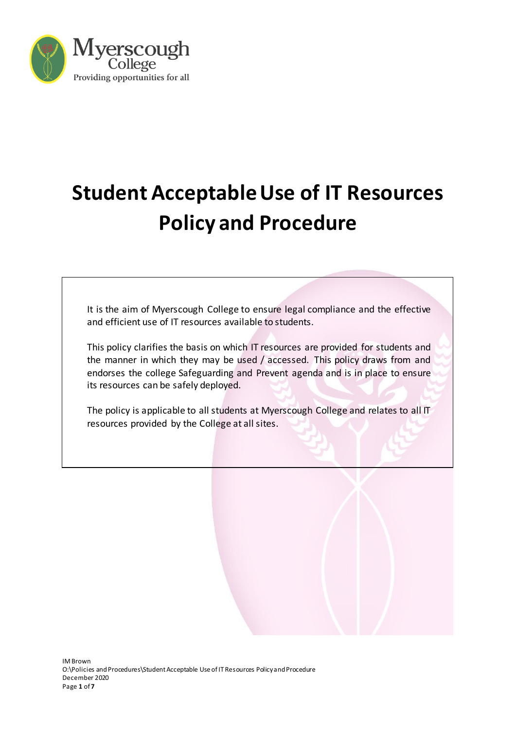# Student Acceptable Use of IT Resources Policy and Procedure

It is the aim of Myerscough College to ensure legal compliance and the effective and efficient use of IT resources available to students.

This policy clarifies the basis on which IT resources are provided for students and the manner in which they may be used / accessed. This policy draws from and endorses the college Safeguarding and Prevent agenda and is in place to ensure its resources can be safely deployed.

The policy is applicable to all students at Myerscough College and relates to all IT resources provided by the College at all sites.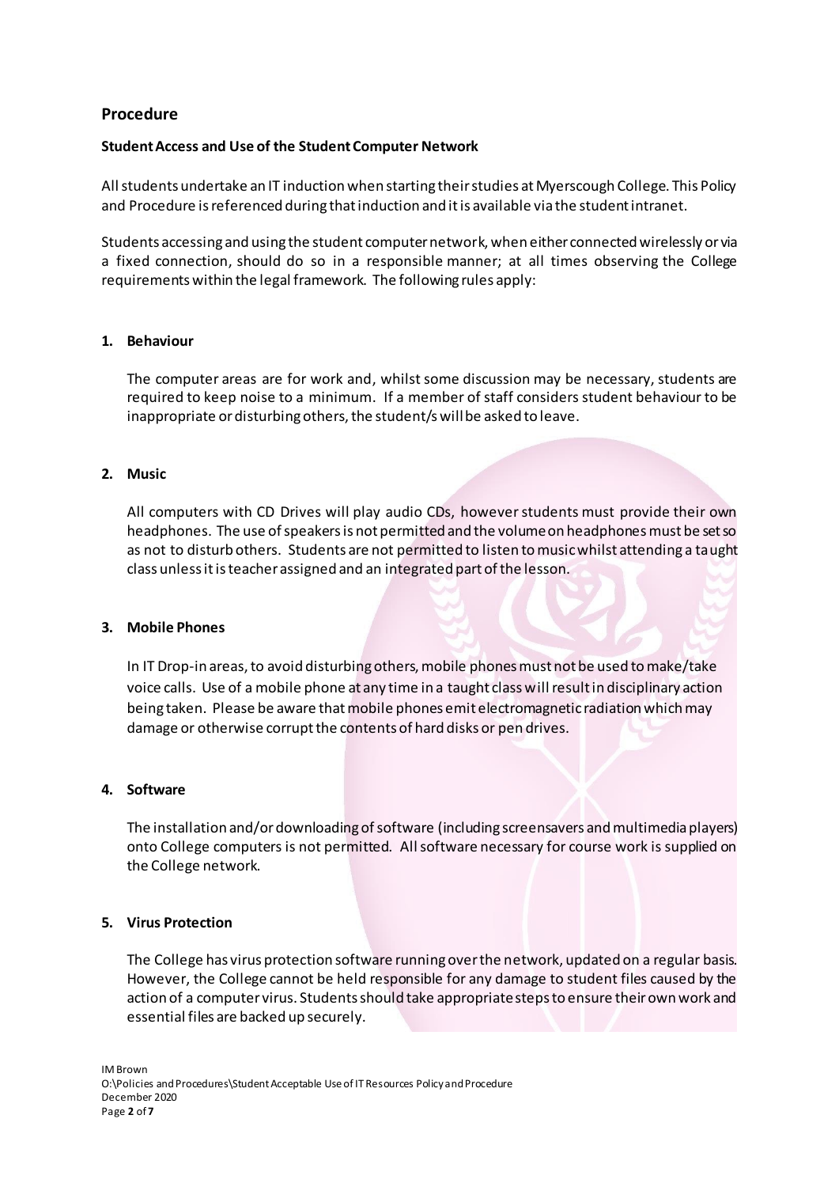## Procedure

### Student Access and Use of the Student Computer Network

All students undertake an IT induction when starting their studies at Myerscough College. This Policy and Procedure is referenced during that induction and it is available via the student intranet.

Students accessing and using the student computer network, when either connected wirelessly or via a fixed connection, should do so in a responsible manner; at all times observing the College requirements within the legal framework. The following rules apply:

1. **Behaviour**

   The computer areas are for work and, whilst some discussion may be necessary, students are required to keep noise to a minimum. If a member of staff considers student behaviour to be inappropriate or disturbing others, the student/s will be asked to leave.

2. **Music**

   All computers with CD Drives will play audio CDs, however students must provide their own headphones. The use of speakers is not permitted and the volume on headphones must be set so as not to disturb others. Students are not permitted to listen to music whilst attending a taught class unless it is teacher assigned and an integrated part of the lesson.

3. **Mobile Phones**

   In IT Drop-in areas, to avoid disturbing others, mobile phones must not be used to make/take voice calls. Use of a mobile phone at any time in a taught class will result in disciplinary action being taken. Please be aware that mobile phones emit electromagnetic radiation which may damage or otherwise corrupt the contents of hard disks or pen drives.

4. **Software**

   The installation and/or downloading of software (including screensavers and multimedia players) onto College computers is not permitted. All software necessary for course work is supplied on the College network.

5. **Virus Protection**

   The College has virus protection software running over the network, updated on a regular basis. However, the College cannot be held responsible for any damage to student files caused by the action of a computer virus. Students should take appropriate steps to ensure their own work and essential files are backed up securely.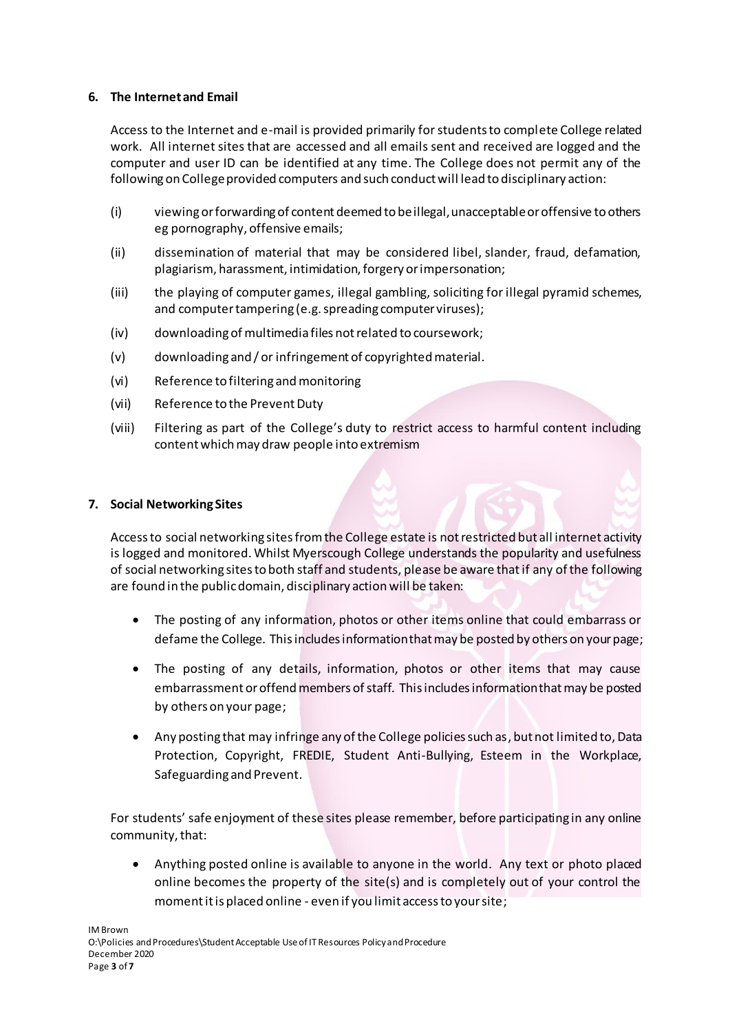## 6. The Internet and Email

Access to the Internet and e-mail is provided primarily for students to complete College related work. All internet sites that are accessed and all emails sent and received are logged and the computer and user ID can be identified at any time. The College does not permit any of the following on College provided computers and such conduct will lead to disciplinary action:

(i) viewing or forwarding of content deemed to be illegal, unacceptable or offensive to others eg pornography, offensive emails;

(ii) dissemination of material that may be considered libel, slander, fraud, defamation, plagiarism, harassment, intimidation, forgery or impersonation;

(iii) the playing of computer games, illegal gambling, soliciting for illegal pyramid schemes, and computer tampering (e.g. spreading computer viruses);

(iv) downloading of multimedia files not related to coursework;

(v) downloading and / or infringement of copyrighted material.

(vi) Reference to filtering and monitoring

(vii) Reference to the Prevent Duty

(viii) Filtering as part of the College's duty to restrict access to harmful content including content which may draw people into extremism

## 7. Social Networking Sites

Access to social networking sites from the College estate is not restricted but all internet activity is logged and monitored. Whilst Myerscough College understands the popularity and usefulness of social networking sites to both staff and students, please be aware that if any of the following are found in the public domain, disciplinary action will be taken:

- The posting of any information, photos or other items online that could embarrass or defame the College. This includes information that may be posted by others on your page;
- The posting of any details, information, photos or other items that may cause embarrassment or offend members of staff. This includes information that may be posted by others on your page;
- Any posting that may infringe any of the College policies such as, but not limited to, Data Protection, Copyright, FREDIE, Student Anti-Bullying, Esteem in the Workplace, Safeguarding and Prevent.

For students' safe enjoyment of these sites please remember, before participating in any online community, that:

- Anything posted online is available to anyone in the world. Any text or photo placed online becomes the property of the site(s) and is completely out of your control the moment it is placed online - even if you limit access to your site;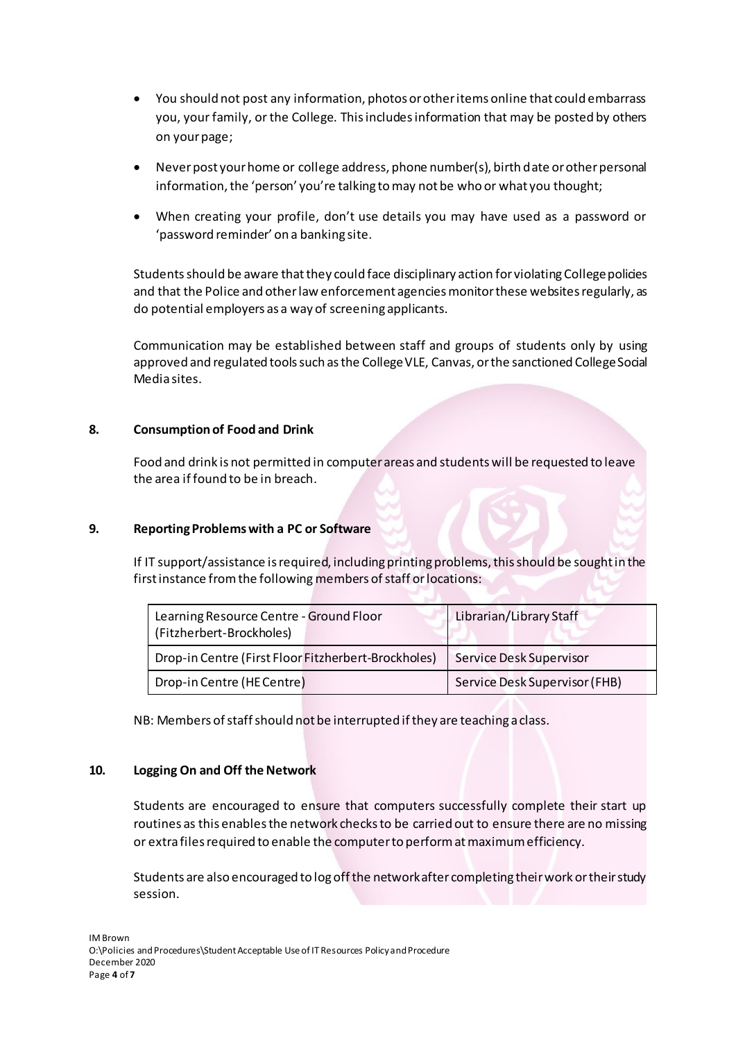- You should not post any information, photos or other items online that could embarrass you, your family, or the College. This includes information that may be posted by others on your page;
- Never post your home or college address, phone number(s), birth date or other personal information, the 'person' you're talking to may not be who or what you thought;
- When creating your profile, don't use details you may have used as a password or 'password reminder' on a banking site.

Students should be aware that they could face disciplinary action for violating College policies and that the Police and other law enforcement agencies monitor these websites regularly, as do potential employers as a way of screening applicants.

Communication may be established between staff and groups of students only by using approved and regulated tools such as the College VLE, Canvas, or the sanctioned College Social Media sites.

## 8. Consumption of Food and Drink

Food and drink is not permitted in computer areas and students will be requested to leave the area if found to be in breach.

## 9. Reporting Problems with a PC or Software

If IT support/assistance is required, including printing problems, this should be sought in the first instance from the following members of staff or locations:

| Learning Resource Centre - Ground Floor (Fitzherbert-Brockholes) | Librarian/Library Staff |
|---|---|
| Drop-in Centre (First Floor Fitzherbert-Brockholes) | Service Desk Supervisor |
| Drop-in Centre (HE Centre) | Service Desk Supervisor (FHB) |

NB: Members of staff should not be interrupted if they are teaching a class.

## 10. Logging On and Off the Network

Students are encouraged to ensure that computers successfully complete their start up routines as this enables the network checks to be carried out to ensure there are no missing or extra files required to enable the computer to perform at maximum efficiency.

Students are also encouraged to log off the network after completing their work or their study session.

IM Brown
O:\Policies and Procedures\Student Acceptable Use of IT Resources Policy and Procedure
December 2020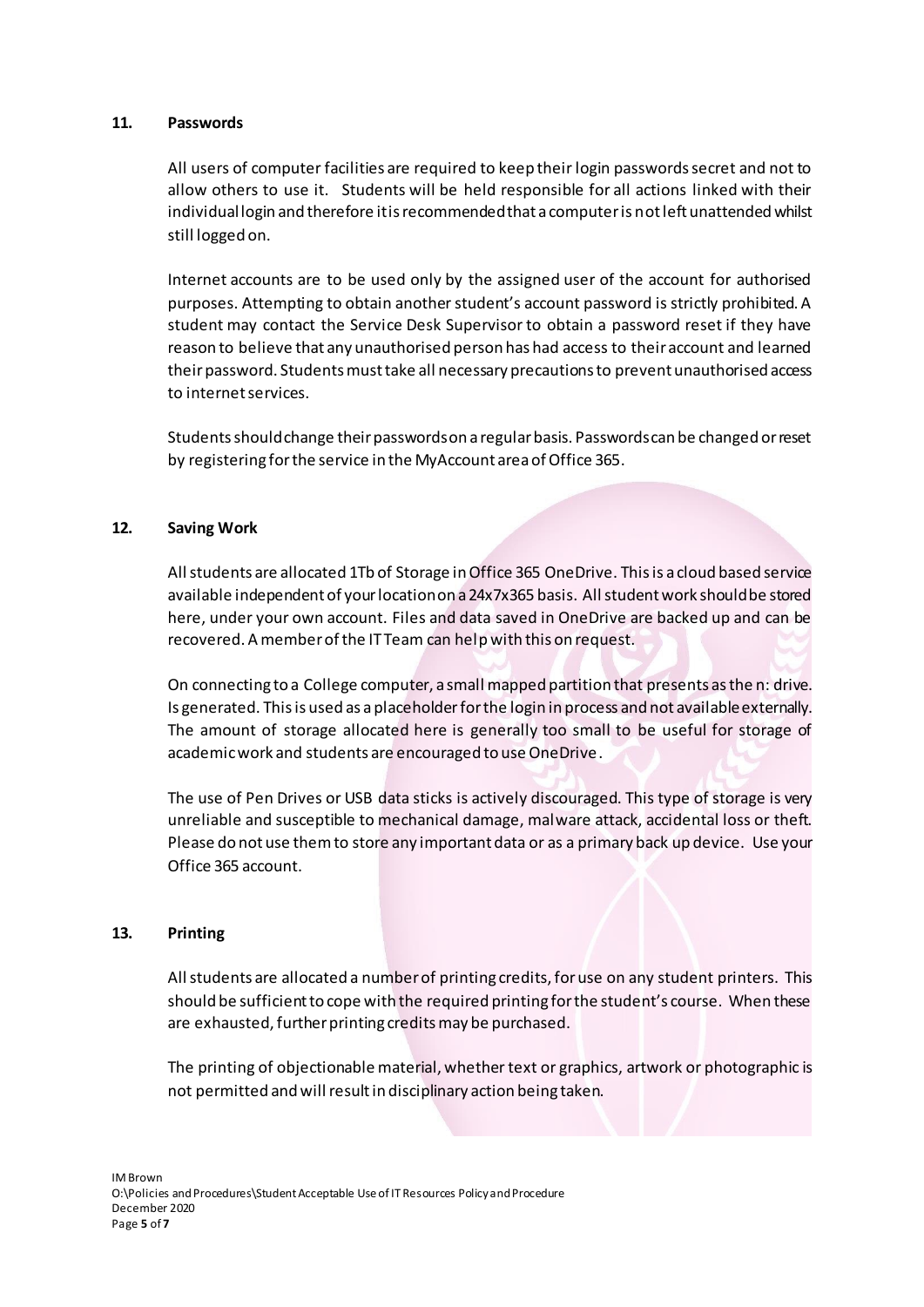## 11. Passwords

All users of computer facilities are required to keep their login passwords secret and not to allow others to use it. Students will be held responsible for all actions linked with their individual login and therefore it is recommended that a computer is not left unattended whilst still logged on.

Internet accounts are to be used only by the assigned user of the account for authorised purposes. Attempting to obtain another student's account password is strictly prohibited. A student may contact the Service Desk Supervisor to obtain a password reset if they have reason to believe that any unauthorised person has had access to their account and learned their password. Students must take all necessary precautions to prevent unauthorised access to internet services.

Students should change their passwords on a regular basis. Passwords can be changed or reset by registering for the service in the MyAccount area of Office 365.

## 12. Saving Work

All students are allocated 1Tb of Storage in Office 365 OneDrive. This is a cloud based service available independent of your location on a 24x7x365 basis. All student work should be stored here, under your own account. Files and data saved in OneDrive are backed up and can be recovered. A member of the IT Team can help with this on request.

On connecting to a College computer, a small mapped partition that presents as the n: drive. Is generated. This is used as a placeholder for the login in process and not available externally. The amount of storage allocated here is generally too small to be useful for storage of academic work and students are encouraged to use OneDrive.

The use of Pen Drives or USB data sticks is actively discouraged. This type of storage is very unreliable and susceptible to mechanical damage, malware attack, accidental loss or theft. Please do not use them to store any important data or as a primary back up device. Use your Office 365 account.

## 13. Printing

All students are allocated a number of printing credits, for use on any student printers. This should be sufficient to cope with the required printing for the student's course. When these are exhausted, further printing credits may be purchased.

The printing of objectionable material, whether text or graphics, artwork or photographic is not permitted and will result in disciplinary action being taken.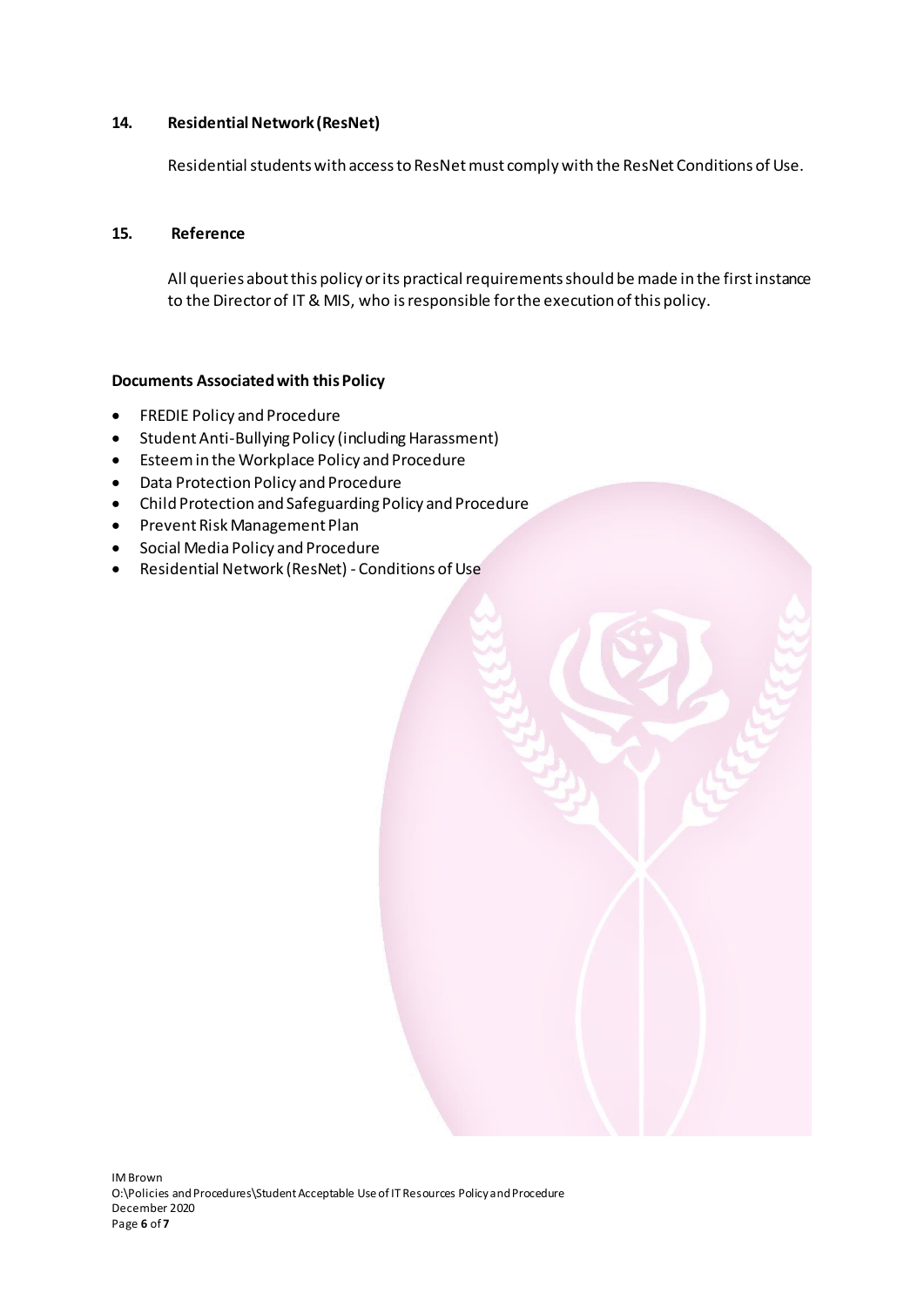## 14. Residential Network (ResNet)

Residential students with access to ResNet must comply with the ResNet Conditions of Use.

## 15. Reference

All queries about this policy or its practical requirements should be made in the first instance to the Director of IT & MIS, who is responsible for the execution of this policy.

**Documents Associated with this Policy**

- FREDIE Policy and Procedure
- Student Anti-Bullying Policy (including Harassment)
- Esteem in the Workplace Policy and Procedure
- Data Protection Policy and Procedure
- Child Protection and Safeguarding Policy and Procedure
- Prevent Risk Management Plan
- Social Media Policy and Procedure
- Residential Network (ResNet) - Conditions of Use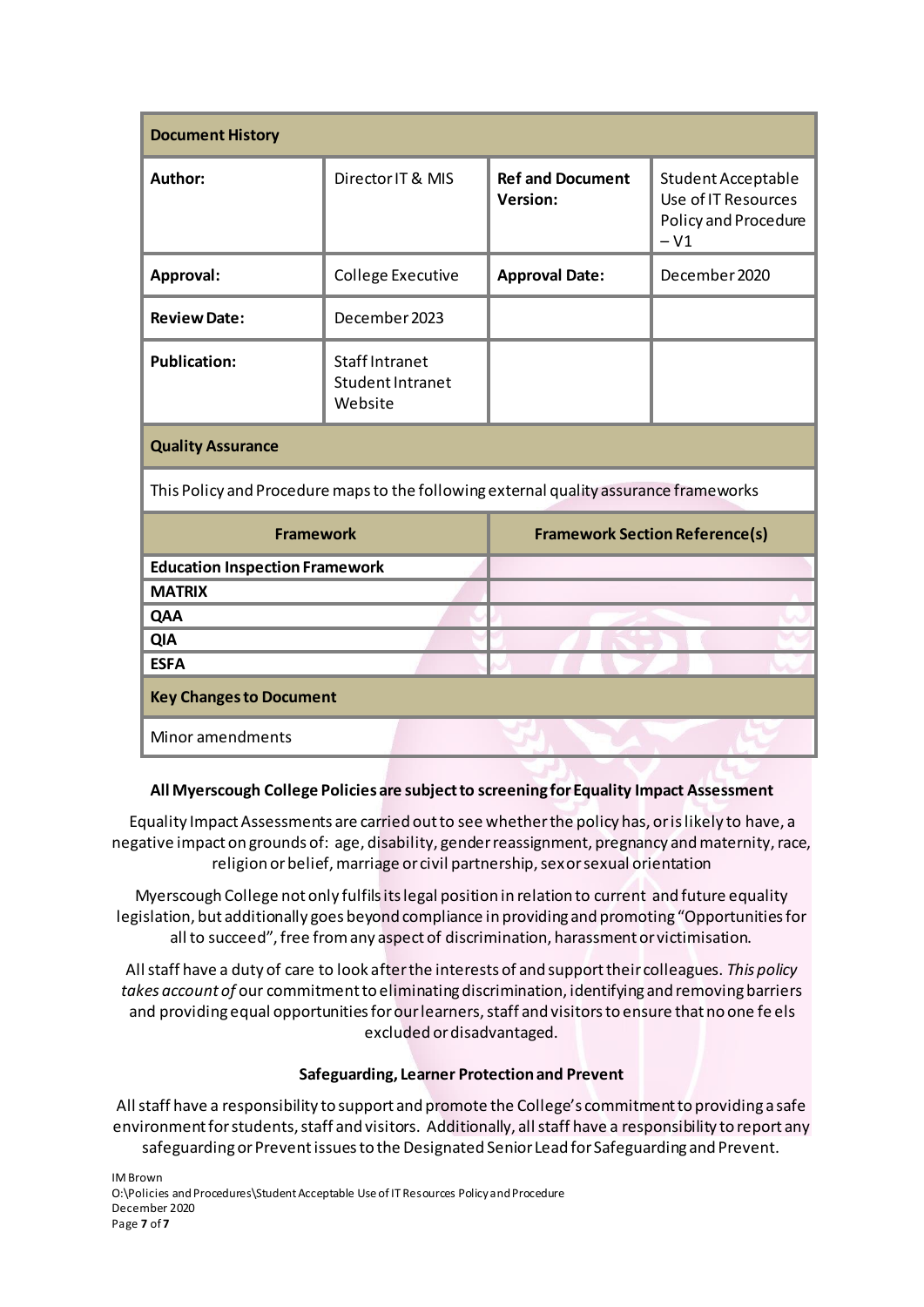| Document History | | | |
|---|---|---|---|
| **Author:** | Director IT & MIS | **Ref and Document Version:** | Student Acceptable Use of IT Resources Policy and Procedure – V1 |
| **Approval:** | College Executive | **Approval Date:** | December 2020 |
| **Review Date:** | December 2023 | | |
| **Publication:** | Staff Intranet<br>Student Intranet<br>Website | | |

**Quality Assurance**

This Policy and Procedure maps to the following external quality assurance frameworks

| Framework | Framework Section Reference(s) |
|---|---|
| **Education Inspection Framework** | |
| **MATRIX** | |
| **QAA** | |
| **QIA** | |
| **ESFA** | |

**Key Changes to Document**

Minor amendments

**All Myerscough College Policies are subject to screening for Equality Impact Assessment**

Equality Impact Assessments are carried out to see whether the policy has, or is likely to have, a negative impact on grounds of: age, disability, gender reassignment, pregnancy and maternity, race, religion or belief, marriage or civil partnership, sex or sexual orientation

Myerscough College not only fulfils its legal position in relation to current and future equality legislation, but additionally goes beyond compliance in providing and promoting "Opportunities for all to succeed", free from any aspect of discrimination, harassment or victimisation.

All staff have a duty of care to look after the interests of and support their colleagues. *This policy takes account of* our commitment to eliminating discrimination, identifying and removing barriers and providing equal opportunities for our learners, staff and visitors to ensure that no one feels excluded or disadvantaged.

**Safeguarding, Learner Protection and Prevent**

All staff have a responsibility to support and promote the College's commitment to providing a safe environment for students, staff and visitors. Additionally, all staff have a responsibility to report any safeguarding or Prevent issues to the Designated Senior Lead for Safeguarding and Prevent.

IM Brown
O:\Policies and Procedures\Student Acceptable Use of IT Resources Policy and Procedure
December 2020